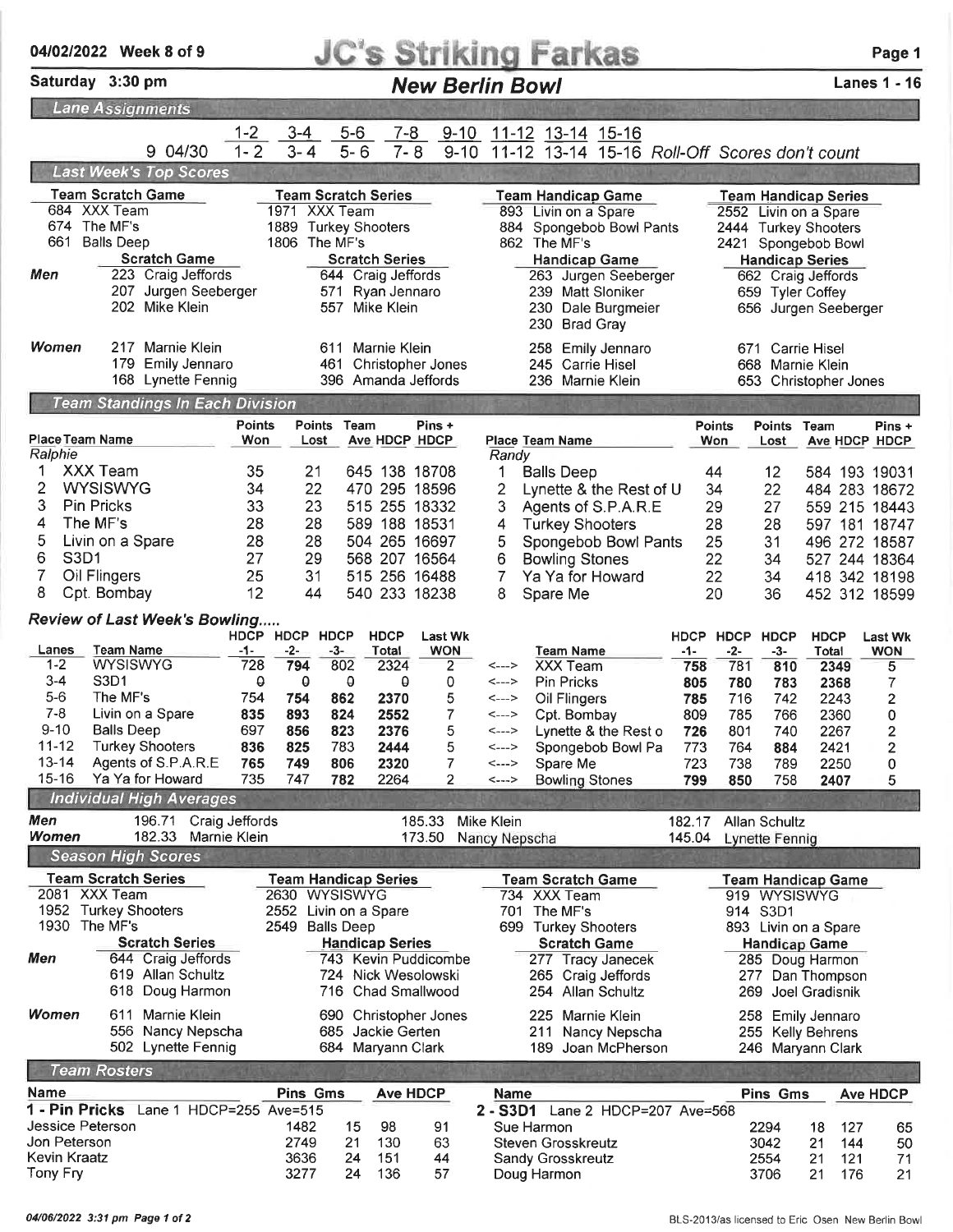# JC's Striking Farkas

**04/02/2022 Week 8 of 9**

**Saturday 3:30 pm** — ***New Berlin Bowl*** — **Lanes 1 - 16**

## Lane Assignments

| | 1-2 | 3-4 | 5-6 | 7-8 | 9-10 | 11-12 | 13-14 | 15-16 | |
|---|---|---|---|---|---|---|---|---|---|
| 9 04/30 | 1- 2 | 3- 4 | 5- 6 | 7- 8 | 9-10 | 11-12 | 13-14 | 15-16 | *Roll-Off Scores don't count* |

## Last Week's Top Scores

| | Team Scratch Game | Team Scratch Series | Team Handicap Game | Team Handicap Series |
|---|---|---|---|---|
| | 684 XXX Team | 1971 XXX Team | 893 Livin on a Spare | 2552 Livin on a Spare |
| | 674 The MF's | 1889 Turkey Shooters | 884 Spongebob Bowl Pants | 2444 Turkey Shooters |
| | 661 Balls Deep | 1806 The MF's | 862 The MF's | 2421 Spongebob Bowl |

| | Scratch Game | Scratch Series | Handicap Game | Handicap Series |
|---|---|---|---|---|
| *Men* | 223 Craig Jeffords | 644 Craig Jeffords | 263 Jurgen Seeberger | 662 Craig Jeffords |
| | 207 Jurgen Seeberger | 571 Ryan Jennaro | 239 Matt Sloniker | 659 Tyler Coffey |
| | 202 Mike Klein | 557 Mike Klein | 230 Dale Burgmeier | 656 Jurgen Seeberger |
| | | | 230 Brad Gray | |
| *Women* | 217 Marnie Klein | 611 Marnie Klein | 258 Emily Jennaro | 671 Carrie Hisel |
| | 179 Emily Jennaro | 461 Christopher Jones | 245 Carrie Hisel | 668 Marnie Klein |
| | 168 Lynette Fennig | 396 Amanda Jeffords | 236 Marnie Klein | 653 Christopher Jones |

## Team Standings In Each Division

*Ralphie*

| Place | Team Name | Points Won | Points Lost | Team Ave | HDCP | Pins + HDCP |
|---|---|---|---|---|---|---|
| 1 | XXX Team | 35 | 21 | 645 | 138 | 18708 |
| 2 | WYSISWYG | 34 | 22 | 470 | 295 | 18596 |
| 3 | Pin Pricks | 33 | 23 | 515 | 255 | 18332 |
| 4 | The MF's | 28 | 28 | 589 | 188 | 18531 |
| 5 | Livin on a Spare | 28 | 28 | 504 | 265 | 16697 |
| 6 | S3D1 | 27 | 29 | 568 | 207 | 16564 |
| 7 | Oil Flingers | 25 | 31 | 515 | 256 | 16488 |
| 8 | Cpt. Bombay | 12 | 44 | 540 | 233 | 18238 |

*Randy*

| Place | Team Name | Points Won | Points Lost | Team Ave | HDCP | Pins + HDCP |
|---|---|---|---|---|---|---|
| 1 | Balls Deep | 44 | 12 | 584 | 193 | 19031 |
| 2 | Lynette & the Rest of U | 34 | 22 | 484 | 283 | 18672 |
| 3 | Agents of S.P.A.R.E | 29 | 27 | 559 | 215 | 18443 |
| 4 | Turkey Shooters | 28 | 28 | 597 | 181 | 18747 |
| 5 | Spongebob Bowl Pants | 25 | 31 | 496 | 272 | 18587 |
| 6 | Bowling Stones | 22 | 34 | 527 | 244 | 18364 |
| 7 | Ya Ya for Howard | 22 | 34 | 418 | 342 | 18198 |
| 8 | Spare Me | 20 | 36 | 452 | 312 | 18599 |

## Review of Last Week's Bowling.....

| Lanes | Team Name | HDCP -1- | HDCP -2- | HDCP -3- | HDCP Total | Last Wk WON | | Team Name | HDCP -1- | HDCP -2- | HDCP -3- | HDCP Total | Last Wk WON |
|---|---|---|---|---|---|---|---|---|---|---|---|---|---|
| 1-2 | WYSISWYG | 728 | **794** | 802 | 2324 | 2 | <---> | XXX Team | **758** | 781 | **810** | **2349** | 5 |
| 3-4 | S3D1 | 0 | 0 | 0 | 0 | 0 | <---> | Pin Pricks | **805** | **780** | **783** | **2368** | 7 |
| 5-6 | The MF's | 754 | **754** | **862** | **2370** | 5 | <---> | Oil Flingers | **785** | 716 | 742 | 2243 | 2 |
| 7-8 | Livin on a Spare | **835** | **893** | **824** | **2552** | 7 | <---> | Cpt. Bombay | 809 | 785 | 766 | 2360 | 0 |
| 9-10 | Balls Deep | 697 | **856** | **823** | **2376** | 5 | <---> | Lynette & the Rest o | **726** | 801 | 740 | 2267 | 2 |
| 11-12 | Turkey Shooters | **836** | **825** | 783 | **2444** | 5 | <---> | Spongebob Bowl Pa | 773 | 764 | **884** | 2421 | 2 |
| 13-14 | Agents of S.P.A.R.E | **765** | **749** | **806** | **2320** | 7 | <---> | Spare Me | 723 | 738 | 789 | 2250 | 0 |
| 15-16 | Ya Ya for Howard | 735 | 747 | **782** | 2264 | 2 | <---> | Bowling Stones | **799** | **850** | 758 | **2407** | 5 |

## Individual High Averages

| | | | |
|---|---|---|---|
| *Men* | 196.71 Craig Jeffords | 185.33 Mike Klein | 182.17 Allan Schultz |
| *Women* | 182.33 Marnie Klein | 173.50 Nancy Nepscha | 145.04 Lynette Fennig |

## Season High Scores

| | Team Scratch Series | Team Handicap Series | Team Scratch Game | Team Handicap Game |
|---|---|---|---|---|
| | 2081 XXX Team | 2630 WYSISWYG | 734 XXX Team | 919 WYSISWYG |
| | 1952 Turkey Shooters | 2552 Livin on a Spare | 701 The MF's | 914 S3D1 |
| | 1930 The MF's | 2549 Balls Deep | 699 Turkey Shooters | 893 Livin on a Spare |

| | Scratch Series | Handicap Series | Scratch Game | Handicap Game |
|---|---|---|---|---|
| *Men* | 644 Craig Jeffords | 743 Kevin Puddicombe | 277 Tracy Janecek | 285 Doug Harmon |
| | 619 Allan Schultz | 724 Nick Wesolowski | 265 Craig Jeffords | 277 Dan Thompson |
| | 618 Doug Harmon | 716 Chad Smallwood | 254 Allan Schultz | 269 Joel Gradisnik |
| *Women* | 611 Marnie Klein | 690 Christopher Jones | 225 Marnie Klein | 258 Emily Jennaro |
| | 556 Nancy Nepscha | 685 Jackie Gerten | 211 Nancy Nepscha | 255 Kelly Behrens |
| | 502 Lynette Fennig | 684 Maryann Clark | 189 Joan McPherson | 246 Maryann Clark |

## Team Rosters

**1 - Pin Pricks** Lane 1 HDCP=255 Ave=515

| Name | Pins | Gms | Ave | HDCP |
|---|---|---|---|---|
| Jessice Peterson | 1482 | 15 | 98 | 91 |
| Jon Peterson | 2749 | 21 | 130 | 63 |
| Kevin Kraatz | 3636 | 24 | 151 | 44 |
| Tony Fry | 3277 | 24 | 136 | 57 |

**2 - S3D1** Lane 2 HDCP=207 Ave=568

| Name | Pins | Gms | Ave | HDCP |
|---|---|---|---|---|
| Sue Harmon | 2294 | 18 | 127 | 65 |
| Steven Grosskreutz | 3042 | 21 | 144 | 50 |
| Sandy Grosskreutz | 2554 | 21 | 121 | 71 |
| Doug Harmon | 3706 | 21 | 176 | 21 |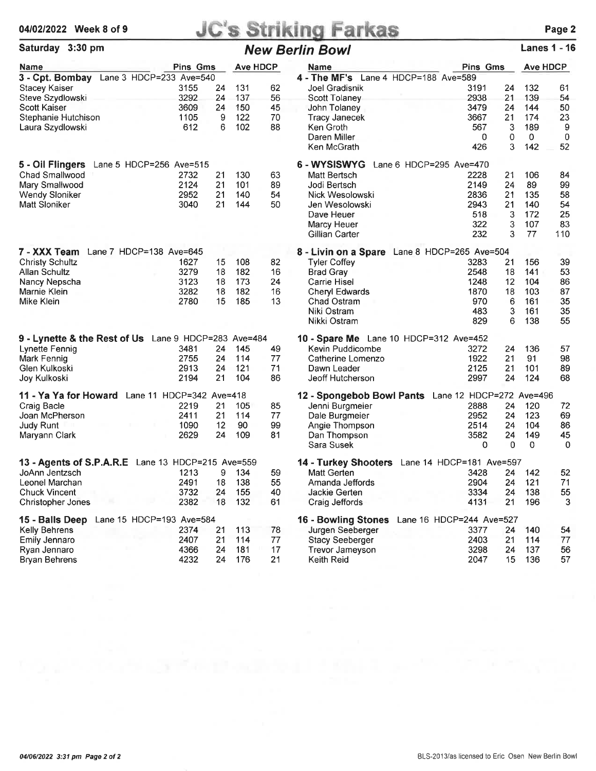# JC's Striking Farkas

04/02/2022 Week 8 of 9

Saturday 3:30 pm

## New Berlin Bowl

Lanes 1 - 16

| Name | Pins | Gms | Ave | HDCP |
|---|---|---|---|---|
| **3 - Cpt. Bombay** Lane 3 HDCP=233 Ave=540 | | | | |
| Stacey Kaiser | 3155 | 24 | 131 | 62 |
| Steve Szydlowski | 3292 | 24 | 137 | 56 |
| Scott Kaiser | 3609 | 24 | 150 | 45 |
| Stephanie Hutchison | 1105 | 9 | 122 | 70 |
| Laura Szydlowski | 612 | 6 | 102 | 88 |
| **4 - The MF's** Lane 4 HDCP=188 Ave=589 | | | | |
| Joel Gradisnik | 3191 | 24 | 132 | 61 |
| Scott Tolaney | 2938 | 21 | 139 | 54 |
| John Tolaney | 3479 | 24 | 144 | 50 |
| Tracy Janecek | 3667 | 21 | 174 | 23 |
| Ken Groth | 567 | 3 | 189 | 9 |
| Daren Miller | 0 | 0 | 0 | 0 |
| Ken McGrath | 426 | 3 | 142 | 52 |
| **5 - Oil Flingers** Lane 5 HDCP=256 Ave=515 | | | | |
| Chad Smallwood | 2732 | 21 | 130 | 63 |
| Mary Smallwood | 2124 | 21 | 101 | 89 |
| Wendy Sloniker | 2952 | 21 | 140 | 54 |
| Matt Sloniker | 3040 | 21 | 144 | 50 |
| **6 - WYSISWYG** Lane 6 HDCP=295 Ave=470 | | | | |
| Matt Bertsch | 2228 | 21 | 106 | 84 |
| Jodi Bertsch | 2149 | 24 | 89 | 99 |
| Nick Wesolowski | 2836 | 21 | 135 | 58 |
| Jen Wesolowski | 2943 | 21 | 140 | 54 |
| Dave Heuer | 518 | 3 | 172 | 25 |
| Marcy Heuer | 322 | 3 | 107 | 83 |
| Gillian Carter | 232 | 3 | 77 | 110 |
| **7 - XXX Team** Lane 7 HDCP=138 Ave=645 | | | | |
| Christy Schultz | 1627 | 15 | 108 | 82 |
| Allan Schultz | 3279 | 18 | 182 | 16 |
| Nancy Nepscha | 3123 | 18 | 173 | 24 |
| Marnie Klein | 3282 | 18 | 182 | 16 |
| Mike Klein | 2780 | 15 | 185 | 13 |
| **8 - Livin on a Spare** Lane 8 HDCP=265 Ave=504 | | | | |
| Tyler Coffey | 3283 | 21 | 156 | 39 |
| Brad Gray | 2548 | 18 | 141 | 53 |
| Carrie Hisel | 1248 | 12 | 104 | 86 |
| Cheryl Edwards | 1870 | 18 | 103 | 87 |
| Chad Ostram | 970 | 6 | 161 | 35 |
| Niki Ostram | 483 | 3 | 161 | 35 |
| Nikki Ostram | 829 | 6 | 138 | 55 |
| **9 - Lynette & the Rest of Us** Lane 9 HDCP=283 Ave=484 | | | | |
| Lynette Fennig | 3481 | 24 | 145 | 49 |
| Mark Fennig | 2755 | 24 | 114 | 77 |
| Glen Kulkoski | 2913 | 24 | 121 | 71 |
| Joy Kulkoski | 2194 | 21 | 104 | 86 |
| **10 - Spare Me** Lane 10 HDCP=312 Ave=452 | | | | |
| Kevin Puddicombe | 3272 | 24 | 136 | 57 |
| Catherine Lomenzo | 1922 | 21 | 91 | 98 |
| Dawn Leader | 2125 | 21 | 101 | 89 |
| Jeoff Hutcherson | 2997 | 24 | 124 | 68 |
| **11 - Ya Ya for Howard** Lane 11 HDCP=342 Ave=418 | | | | |
| Craig Bacle | 2219 | 21 | 105 | 85 |
| Joan McPherson | 2411 | 21 | 114 | 77 |
| Judy Runt | 1090 | 12 | 90 | 99 |
| Maryann Clark | 2629 | 24 | 109 | 81 |
| **12 - Spongebob Bowl Pants** Lane 12 HDCP=272 Ave=496 | | | | |
| Jenni Burgmeier | 2888 | 24 | 120 | 72 |
| Dale Burgmeier | 2952 | 24 | 123 | 69 |
| Angie Thompson | 2514 | 24 | 104 | 86 |
| Dan Thompson | 3582 | 24 | 149 | 45 |
| Sara Susek | 0 | 0 | 0 | 0 |
| **13 - Agents of S.P.A.R.E** Lane 13 HDCP=215 Ave=559 | | | | |
| JoAnn Jentzsch | 1213 | 9 | 134 | 59 |
| Leonel Marchan | 2491 | 18 | 138 | 55 |
| Chuck Vincent | 3732 | 24 | 155 | 40 |
| Christopher Jones | 2382 | 18 | 132 | 61 |
| **14 - Turkey Shooters** Lane 14 HDCP=181 Ave=597 | | | | |
| Matt Gerten | 3428 | 24 | 142 | 52 |
| Amanda Jeffords | 2904 | 24 | 121 | 71 |
| Jackie Gerten | 3334 | 24 | 138 | 55 |
| Craig Jeffords | 4131 | 21 | 196 | 3 |
| **15 - Balls Deep** Lane 15 HDCP=193 Ave=584 | | | | |
| Kelly Behrens | 2374 | 21 | 113 | 78 |
| Emily Jennaro | 2407 | 21 | 114 | 77 |
| Ryan Jennaro | 4366 | 24 | 181 | 17 |
| Bryan Behrens | 4232 | 24 | 176 | 21 |
| **16 - Bowling Stones** Lane 16 HDCP=244 Ave=527 | | | | |
| Jurgen Seeberger | 3377 | 24 | 140 | 54 |
| Stacy Seeberger | 2403 | 21 | 114 | 77 |
| Trevor Jameyson | 3298 | 24 | 137 | 56 |
| Keith Reid | 2047 | 15 | 136 | 57 |

BLS-2013/as licensed to Eric Osen New Berlin Bowl